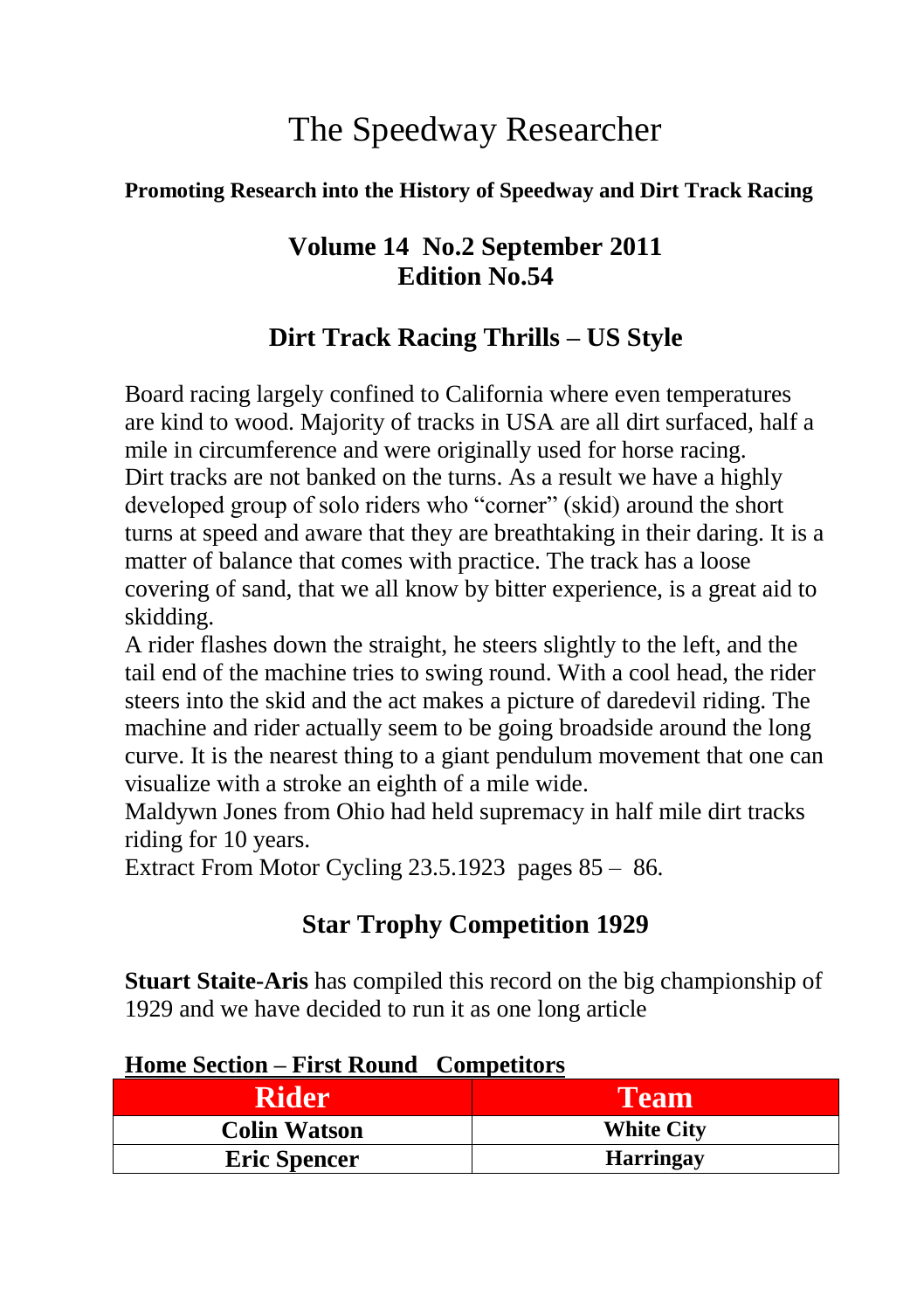# The Speedway Researcher

**Promoting Research into the History of Speedway and Dirt Track Racing**

## Volume 14 No.2 September 2011
## Edition No.54

## Dirt Track Racing Thrills – US Style

Board racing largely confined to California where even temperatures are kind to wood. Majority of tracks in USA are all dirt surfaced, half a mile in circumference and were originally used for horse racing.
Dirt tracks are not banked on the turns. As a result we have a highly developed group of solo riders who "corner" (skid) around the short turns at speed and aware that they are breathtaking in their daring. It is a matter of balance that comes with practice. The track has a loose covering of sand, that we all know by bitter experience, is a great aid to skidding.
A rider flashes down the straight, he steers slightly to the left, and the tail end of the machine tries to swing round. With a cool head, the rider steers into the skid and the act makes a picture of daredevil riding. The machine and rider actually seem to be going broadside around the long curve. It is the nearest thing to a giant pendulum movement that one can visualize with a stroke an eighth of a mile wide.
Maldywn Jones from Ohio had held supremacy in half mile dirt tracks riding for 10 years.
Extract From Motor Cycling 23.5.1923 pages 85 – 86.

## Star Trophy Competition 1929

**Stuart Staite-Aris** has compiled this record on the big championship of 1929 and we have decided to run it as one long article

**<u>Home Section – First Round Competitors</u>**

| Rider | Team |
|---|---|
| Colin Watson | White City |
| Eric Spencer | Harringay |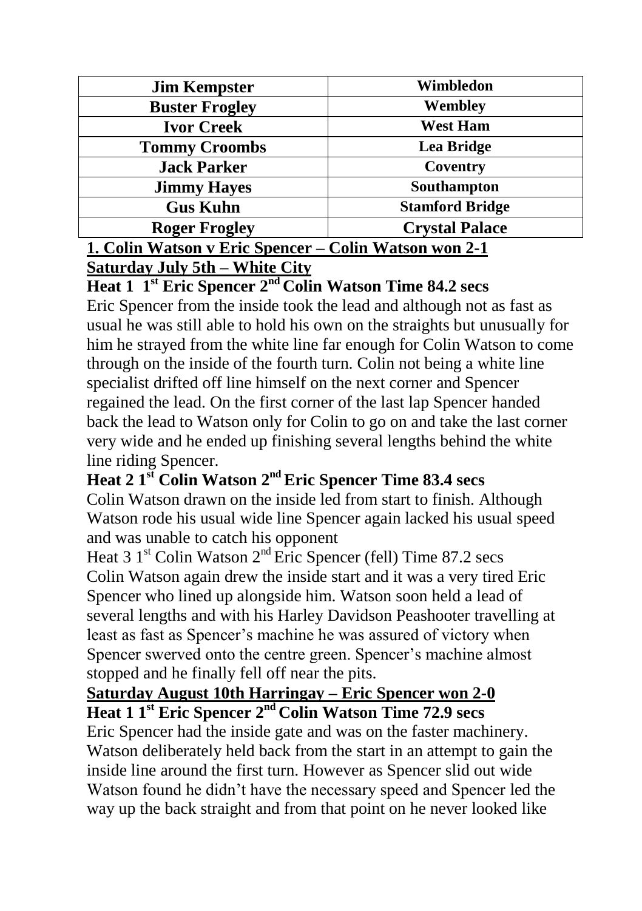| Jim Kempster | Wimbledon |
|---|---|
| Buster Frogley | Wembley |
| Ivor Creek | West Ham |
| Tommy Croombs | Lea Bridge |
| Jack Parker | Coventry |
| Jimmy Hayes | Southampton |
| Gus Kuhn | Stamford Bridge |
| Roger Frogley | Crystal Palace |

**1. Colin Watson v Eric Spencer – Colin Watson won 2-1**

**Saturday July 5th – White City**

**Heat 1 1st Eric Spencer 2nd Colin Watson Time 84.2 secs**

Eric Spencer from the inside took the lead and although not as fast as usual he was still able to hold his own on the straights but unusually for him he strayed from the white line far enough for Colin Watson to come through on the inside of the fourth turn. Colin not being a white line specialist drifted off line himself on the next corner and Spencer regained the lead. On the first corner of the last lap Spencer handed back the lead to Watson only for Colin to go on and take the last corner very wide and he ended up finishing several lengths behind the white line riding Spencer.

**Heat 2 1st Colin Watson 2nd Eric Spencer Time 83.4 secs**

Colin Watson drawn on the inside led from start to finish. Although Watson rode his usual wide line Spencer again lacked his usual speed and was unable to catch his opponent

Heat 3 1st Colin Watson 2nd Eric Spencer (fell) Time 87.2 secs

Colin Watson again drew the inside start and it was a very tired Eric Spencer who lined up alongside him. Watson soon held a lead of several lengths and with his Harley Davidson Peashooter travelling at least as fast as Spencer's machine he was assured of victory when Spencer swerved onto the centre green. Spencer's machine almost stopped and he finally fell off near the pits.

**Saturday August 10th Harringay – Eric Spencer won 2-0**

**Heat 1 1st Eric Spencer 2nd Colin Watson Time 72.9 secs**

Eric Spencer had the inside gate and was on the faster machinery. Watson deliberately held back from the start in an attempt to gain the inside line around the first turn. However as Spencer slid out wide Watson found he didn't have the necessary speed and Spencer led the way up the back straight and from that point on he never looked like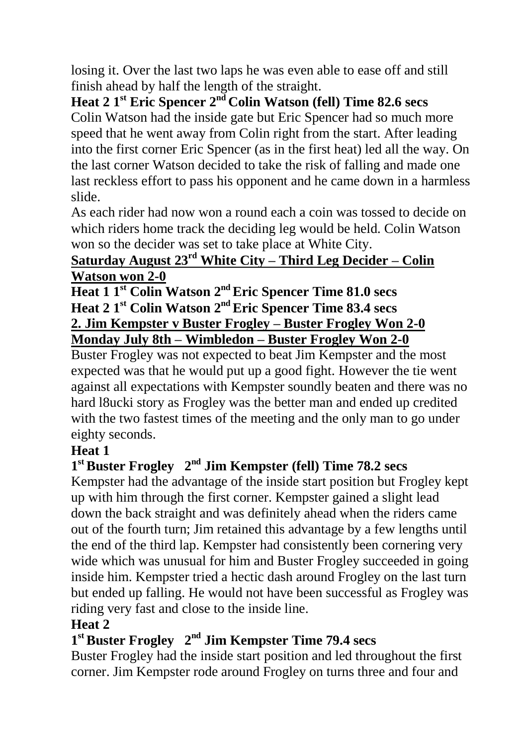losing it. Over the last two laps he was even able to ease off and still finish ahead by half the length of the straight.

**Heat 2 1st Eric Spencer 2nd Colin Watson (fell) Time 82.6 secs**

Colin Watson had the inside gate but Eric Spencer had so much more speed that he went away from Colin right from the start. After leading into the first corner Eric Spencer (as in the first heat) led all the way. On the last corner Watson decided to take the risk of falling and made one last reckless effort to pass his opponent and he came down in a harmless slide.

As each rider had now won a round each a coin was tossed to decide on which riders home track the deciding leg would be held. Colin Watson won so the decider was set to take place at White City.

**<u>Saturday August 23rd White City – Third Leg Decider – Colin Watson won 2-0</u>**

**Heat 1 1st Colin Watson 2nd Eric Spencer Time 81.0 secs**

**Heat 2 1st Colin Watson 2nd Eric Spencer Time 83.4 secs**

**<u>2. Jim Kempster v Buster Frogley – Buster Frogley Won 2-0</u>**

**<u>Monday July 8th – Wimbledon – Buster Frogley Won 2-0</u>**

Buster Frogley was not expected to beat Jim Kempster and the most expected was that he would put up a good fight. However the tie went against all expectations with Kempster soundly beaten and there was no hard l8ucki story as Frogley was the better man and ended up credited with the two fastest times of the meeting and the only man to go under eighty seconds.

**Heat 1**

**1st Buster Frogley 2nd Jim Kempster (fell) Time 78.2 secs**

Kempster had the advantage of the inside start position but Frogley kept up with him through the first corner. Kempster gained a slight lead down the back straight and was definitely ahead when the riders came out of the fourth turn; Jim retained this advantage by a few lengths until the end of the third lap. Kempster had consistently been cornering very wide which was unusual for him and Buster Frogley succeeded in going inside him. Kempster tried a hectic dash around Frogley on the last turn but ended up falling. He would not have been successful as Frogley was riding very fast and close to the inside line.

**Heat 2**

**1st Buster Frogley 2nd Jim Kempster Time 79.4 secs**

Buster Frogley had the inside start position and led throughout the first corner. Jim Kempster rode around Frogley on turns three and four and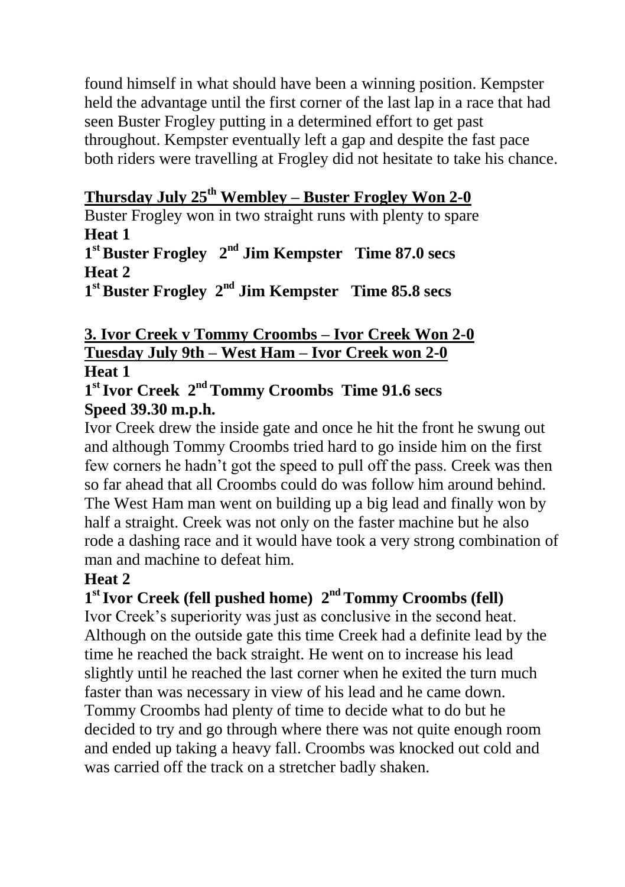found himself in what should have been a winning position. Kempster held the advantage until the first corner of the last lap in a race that had seen Buster Frogley putting in a determined effort to get past throughout. Kempster eventually left a gap and despite the fast pace both riders were travelling at Frogley did not hesitate to take his chance.

**Thursday July 25th Wembley – Buster Frogley Won 2-0**

Buster Frogley won in two straight runs with plenty to spare

**Heat 1**

**1st Buster Frogley 2nd Jim Kempster Time 87.0 secs**

**Heat 2**

**1st Buster Frogley 2nd Jim Kempster Time 85.8 secs**

**3. Ivor Creek v Tommy Croombs – Ivor Creek Won 2-0**

**Tuesday July 9th – West Ham – Ivor Creek won 2-0**

**Heat 1**

**1st Ivor Creek 2nd Tommy Croombs Time 91.6 secs**
**Speed 39.30 m.p.h.**

Ivor Creek drew the inside gate and once he hit the front he swung out and although Tommy Croombs tried hard to go inside him on the first few corners he hadn't got the speed to pull off the pass. Creek was then so far ahead that all Croombs could do was follow him around behind. The West Ham man went on building up a big lead and finally won by half a straight. Creek was not only on the faster machine but he also rode a dashing race and it would have took a very strong combination of man and machine to defeat him.

**Heat 2**

**1st Ivor Creek (fell pushed home) 2nd Tommy Croombs (fell)**

Ivor Creek's superiority was just as conclusive in the second heat. Although on the outside gate this time Creek had a definite lead by the time he reached the back straight. He went on to increase his lead slightly until he reached the last corner when he exited the turn much faster than was necessary in view of his lead and he came down. Tommy Croombs had plenty of time to decide what to do but he decided to try and go through where there was not quite enough room and ended up taking a heavy fall. Croombs was knocked out cold and was carried off the track on a stretcher badly shaken.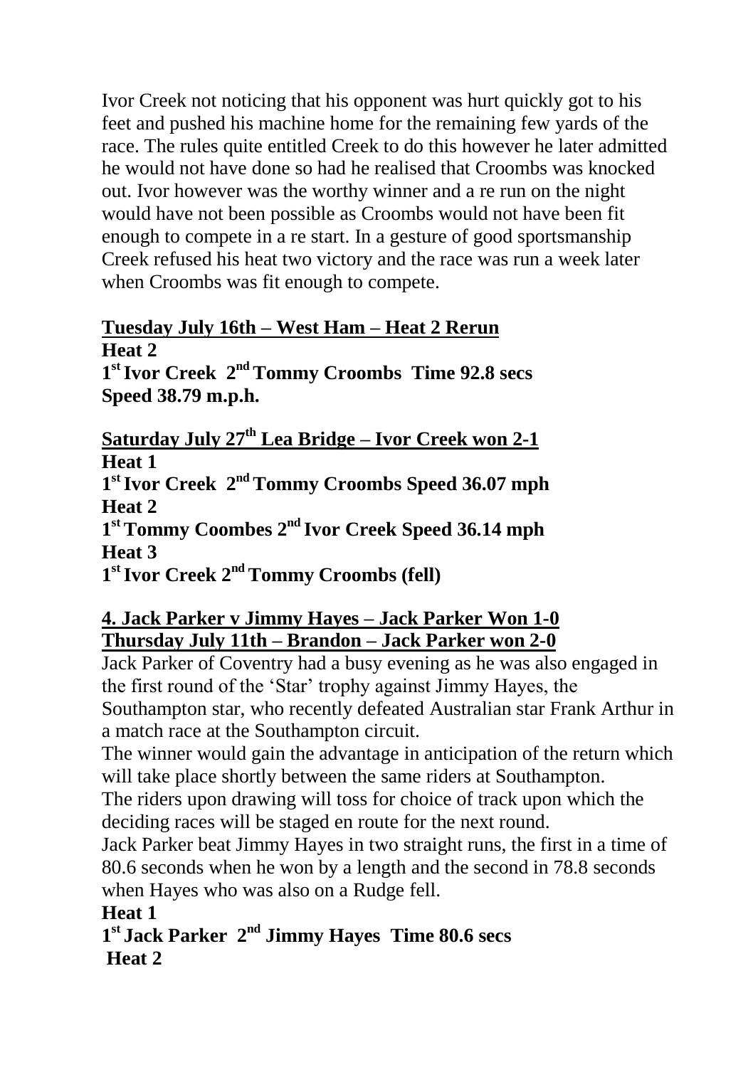Ivor Creek not noticing that his opponent was hurt quickly got to his feet and pushed his machine home for the remaining few yards of the race. The rules quite entitled Creek to do this however he later admitted he would not have done so had he realised that Croombs was knocked out. Ivor however was the worthy winner and a re run on the night would have not been possible as Croombs would not have been fit enough to compete in a re start. In a gesture of good sportsmanship Creek refused his heat two victory and the race was run a week later when Croombs was fit enough to compete.

**<u>Tuesday July 16th – West Ham – Heat 2 Rerun</u>**

**Heat 2**

**1st Ivor Creek 2nd Tommy Croombs Time 92.8 secs Speed 38.79 m.p.h.**

**<u>Saturday July 27th Lea Bridge – Ivor Creek won 2-1</u>**

**Heat 1**

**1st Ivor Creek 2nd Tommy Croombs Speed 36.07 mph**

**Heat 2**

**1st Tommy Coombes 2nd Ivor Creek Speed 36.14 mph**

**Heat 3**

**1st Ivor Creek 2nd Tommy Croombs (fell)**

**<u>4. Jack Parker v Jimmy Hayes – Jack Parker Won 1-0</u>**

**<u>Thursday July 11th – Brandon – Jack Parker won 2-0</u>**

Jack Parker of Coventry had a busy evening as he was also engaged in the first round of the 'Star' trophy against Jimmy Hayes, the Southampton star, who recently defeated Australian star Frank Arthur in a match race at the Southampton circuit.

The winner would gain the advantage in anticipation of the return which will take place shortly between the same riders at Southampton.

The riders upon drawing will toss for choice of track upon which the deciding races will be staged en route for the next round.

Jack Parker beat Jimmy Hayes in two straight runs, the first in a time of 80.6 seconds when he won by a length and the second in 78.8 seconds when Hayes who was also on a Rudge fell.

**Heat 1**

**1st Jack Parker 2nd Jimmy Hayes Time 80.6 secs**

**Heat 2**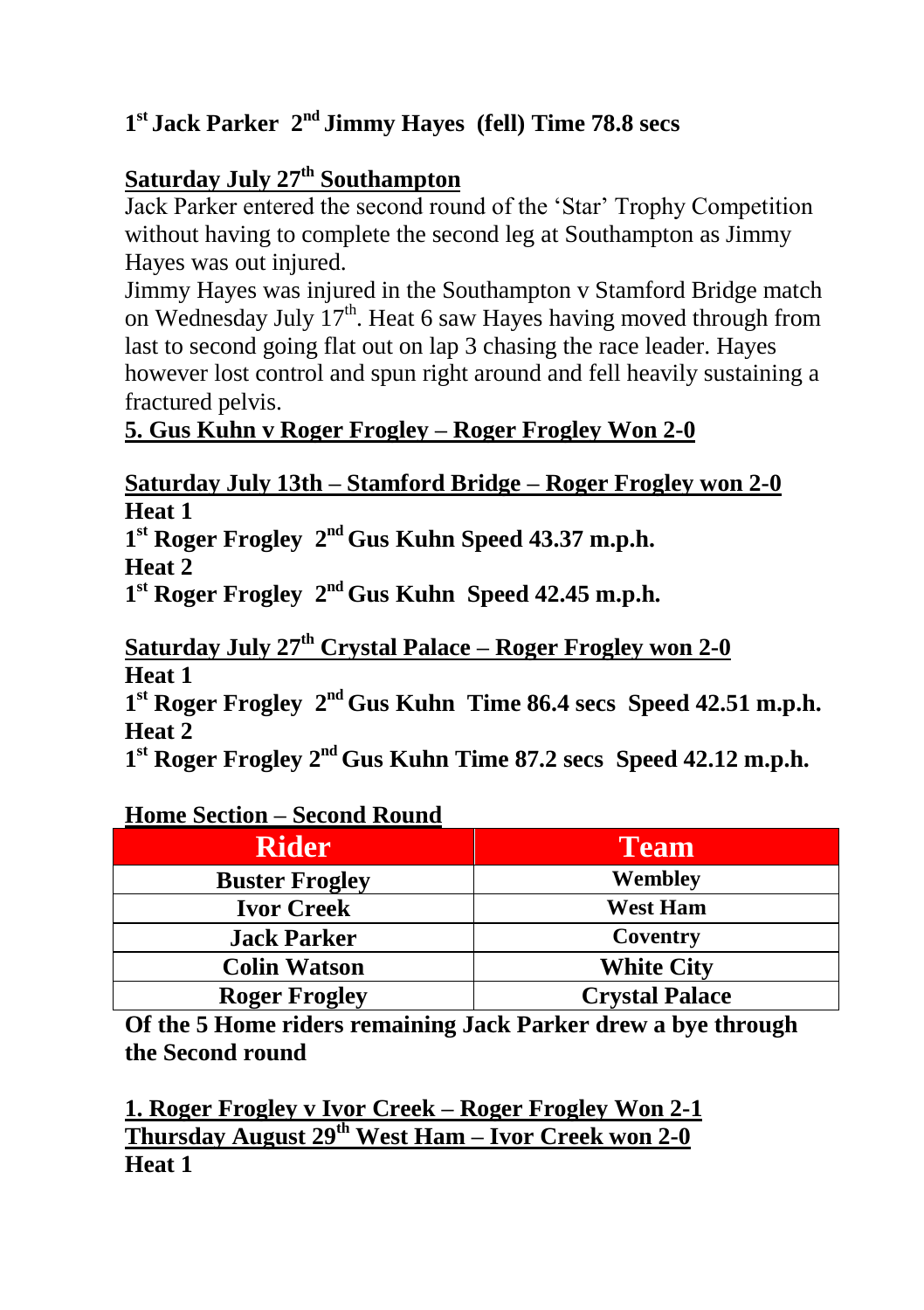**1st Jack Parker 2nd Jimmy Hayes (fell) Time 78.8 secs**

**Saturday July 27th Southampton**

Jack Parker entered the second round of the 'Star' Trophy Competition without having to complete the second leg at Southampton as Jimmy Hayes was out injured.

Jimmy Hayes was injured in the Southampton v Stamford Bridge match on Wednesday July 17th. Heat 6 saw Hayes having moved through from last to second going flat out on lap 3 chasing the race leader. Hayes however lost control and spun right around and fell heavily sustaining a fractured pelvis.

**5. Gus Kuhn v Roger Frogley – Roger Frogley Won 2-0**

**Saturday July 13th – Stamford Bridge – Roger Frogley won 2-0**

**Heat 1**

**1st Roger Frogley 2nd Gus Kuhn Speed 43.37 m.p.h.**

**Heat 2**

**1st Roger Frogley 2nd Gus Kuhn Speed 42.45 m.p.h.**

**Saturday July 27th Crystal Palace – Roger Frogley won 2-0**

**Heat 1**

**1st Roger Frogley 2nd Gus Kuhn Time 86.4 secs Speed 42.51 m.p.h.**

**Heat 2**

**1st Roger Frogley 2nd Gus Kuhn Time 87.2 secs Speed 42.12 m.p.h.**

**Home Section – Second Round**

| Rider | Team |
|---|---|
| Buster Frogley | Wembley |
| Ivor Creek | West Ham |
| Jack Parker | Coventry |
| Colin Watson | White City |
| Roger Frogley | Crystal Palace |

**Of the 5 Home riders remaining Jack Parker drew a bye through the Second round**

**1. Roger Frogley v Ivor Creek – Roger Frogley Won 2-1**

**Thursday August 29th West Ham – Ivor Creek won 2-0**

**Heat 1**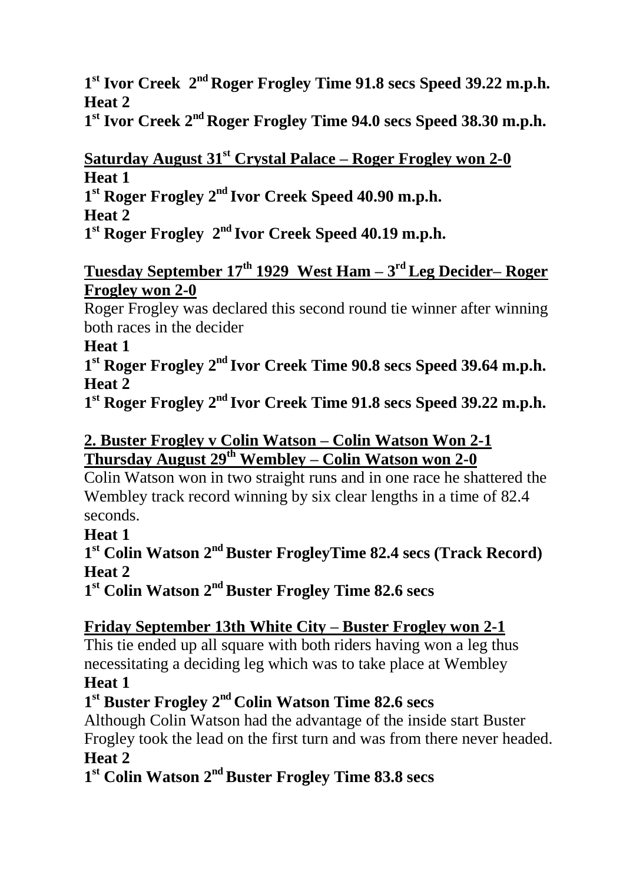**1st Ivor Creek 2nd Roger Frogley Time 91.8 secs Speed 39.22 m.p.h.**
**Heat 2**
**1st Ivor Creek 2nd Roger Frogley Time 94.0 secs Speed 38.30 m.p.h.**

**<u>Saturday August 31st Crystal Palace – Roger Frogley won 2-0</u>**
**Heat 1**
**1st Roger Frogley 2nd Ivor Creek Speed 40.90 m.p.h.**
**Heat 2**
**1st Roger Frogley 2nd Ivor Creek Speed 40.19 m.p.h.**

**<u>Tuesday September 17th 1929 West Ham – 3rd Leg Decider– Roger Frogley won 2-0</u>**

Roger Frogley was declared this second round tie winner after winning both races in the decider

**Heat 1**
**1st Roger Frogley 2nd Ivor Creek Time 90.8 secs Speed 39.64 m.p.h.**
**Heat 2**
**1st Roger Frogley 2nd Ivor Creek Time 91.8 secs Speed 39.22 m.p.h.**

**<u>2. Buster Frogley v Colin Watson – Colin Watson Won 2-1</u>**
**<u>Thursday August 29th Wembley – Colin Watson won 2-0</u>**

Colin Watson won in two straight runs and in one race he shattered the Wembley track record winning by six clear lengths in a time of 82.4 seconds.

**Heat 1**
**1st Colin Watson 2nd Buster FrogleyTime 82.4 secs (Track Record)**
**Heat 2**
**1st Colin Watson 2nd Buster Frogley Time 82.6 secs**

**<u>Friday September 13th White City – Buster Frogley won 2-1</u>**

This tie ended up all square with both riders having won a leg thus necessitating a deciding leg which was to take place at Wembley

**Heat 1**
**1st Buster Frogley 2nd Colin Watson Time 82.6 secs**

Although Colin Watson had the advantage of the inside start Buster Frogley took the lead on the first turn and was from there never headed.

**Heat 2**
**1st Colin Watson 2nd Buster Frogley Time 83.8 secs**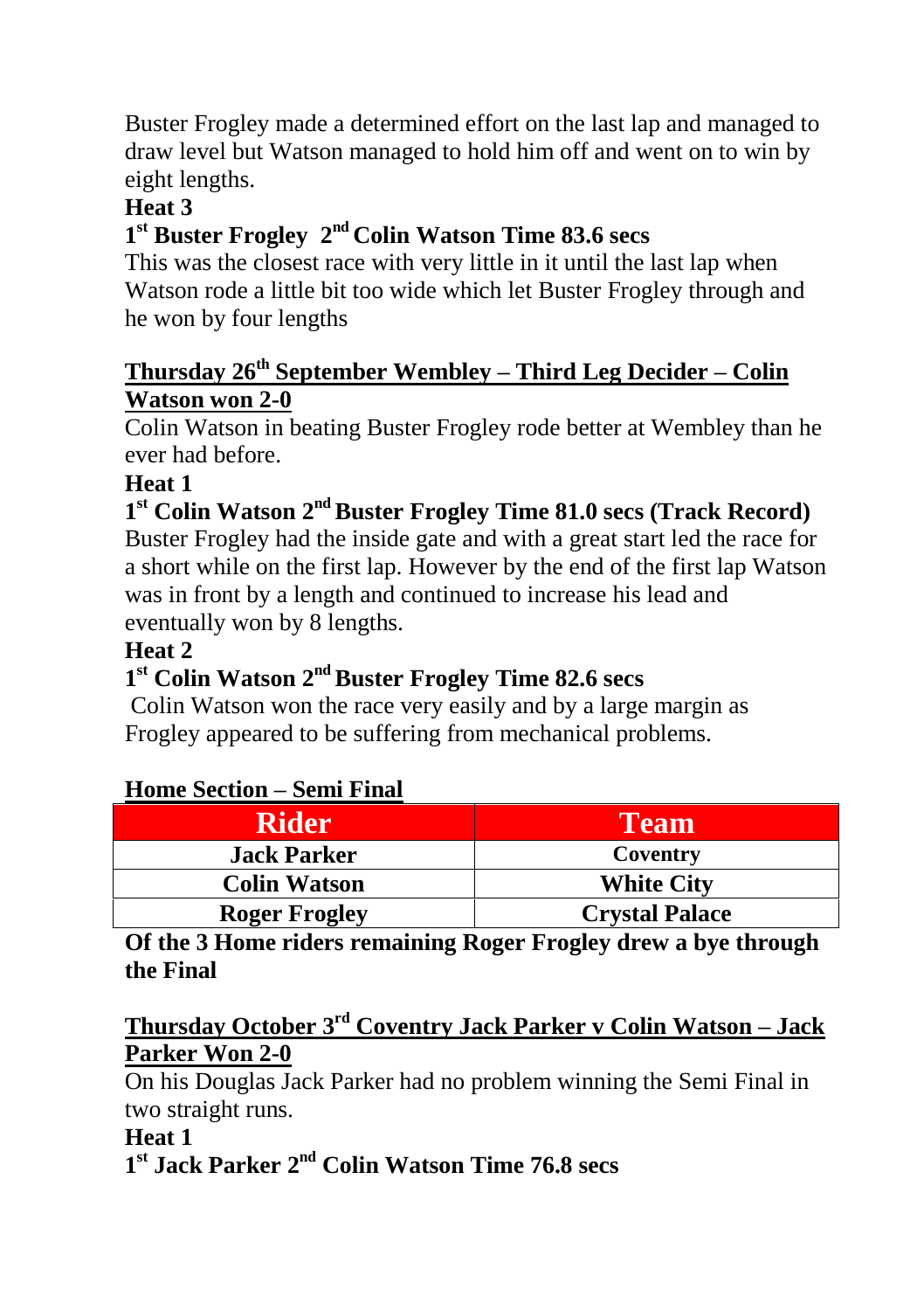Buster Frogley made a determined effort on the last lap and managed to draw level but Watson managed to hold him off and went on to win by eight lengths.

**Heat 3**

**1st Buster Frogley 2nd Colin Watson Time 83.6 secs**

This was the closest race with very little in it until the last lap when Watson rode a little bit too wide which let Buster Frogley through and he won by four lengths

**Thursday 26th September Wembley – Third Leg Decider – Colin Watson won 2-0**

Colin Watson in beating Buster Frogley rode better at Wembley than he ever had before.

**Heat 1**

**1st Colin Watson 2nd Buster Frogley Time 81.0 secs (Track Record)**

Buster Frogley had the inside gate and with a great start led the race for a short while on the first lap. However by the end of the first lap Watson was in front by a length and continued to increase his lead and eventually won by 8 lengths.

**Heat 2**

**1st Colin Watson 2nd Buster Frogley Time 82.6 secs**

Colin Watson won the race very easily and by a large margin as Frogley appeared to be suffering from mechanical problems.

**Home Section – Semi Final**

| Rider | Team |
|---|---|
| Jack Parker | Coventry |
| Colin Watson | White City |
| Roger Frogley | Crystal Palace |

**Of the 3 Home riders remaining Roger Frogley drew a bye through the Final**

**Thursday October 3rd Coventry Jack Parker v Colin Watson – Jack Parker Won 2-0**

On his Douglas Jack Parker had no problem winning the Semi Final in two straight runs.

**Heat 1**

**1st Jack Parker 2nd Colin Watson Time 76.8 secs**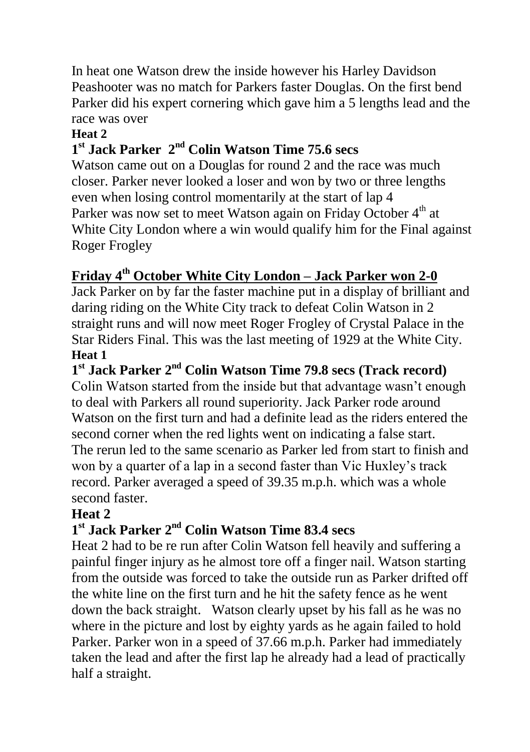In heat one Watson drew the inside however his Harley Davidson Peashooter was no match for Parkers faster Douglas. On the first bend Parker did his expert cornering which gave him a 5 lengths lead and the race was over

**Heat 2**

**1st Jack Parker 2nd Colin Watson Time 75.6 secs**

Watson came out on a Douglas for round 2 and the race was much closer. Parker never looked a loser and won by two or three lengths even when losing control momentarily at the start of lap 4

Parker was now set to meet Watson again on Friday October 4th at White City London where a win would qualify him for the Final against Roger Frogley

**<u>Friday 4th October White City London – Jack Parker won 2-0</u>**

Jack Parker on by far the faster machine put in a display of brilliant and daring riding on the White City track to defeat Colin Watson in 2 straight runs and will now meet Roger Frogley of Crystal Palace in the Star Riders Final. This was the last meeting of 1929 at the White City.

**Heat 1**

**1st Jack Parker 2nd Colin Watson Time 79.8 secs (Track record)**

Colin Watson started from the inside but that advantage wasn't enough to deal with Parkers all round superiority. Jack Parker rode around Watson on the first turn and had a definite lead as the riders entered the second corner when the red lights went on indicating a false start.

The rerun led to the same scenario as Parker led from start to finish and won by a quarter of a lap in a second faster than Vic Huxley's track record. Parker averaged a speed of 39.35 m.p.h. which was a whole second faster.

**Heat 2**

**1st Jack Parker 2nd Colin Watson Time 83.4 secs**

Heat 2 had to be re run after Colin Watson fell heavily and suffering a painful finger injury as he almost tore off a finger nail. Watson starting from the outside was forced to take the outside run as Parker drifted off the white line on the first turn and he hit the safety fence as he went down the back straight. Watson clearly upset by his fall as he was no where in the picture and lost by eighty yards as he again failed to hold Parker. Parker won in a speed of 37.66 m.p.h. Parker had immediately taken the lead and after the first lap he already had a lead of practically half a straight.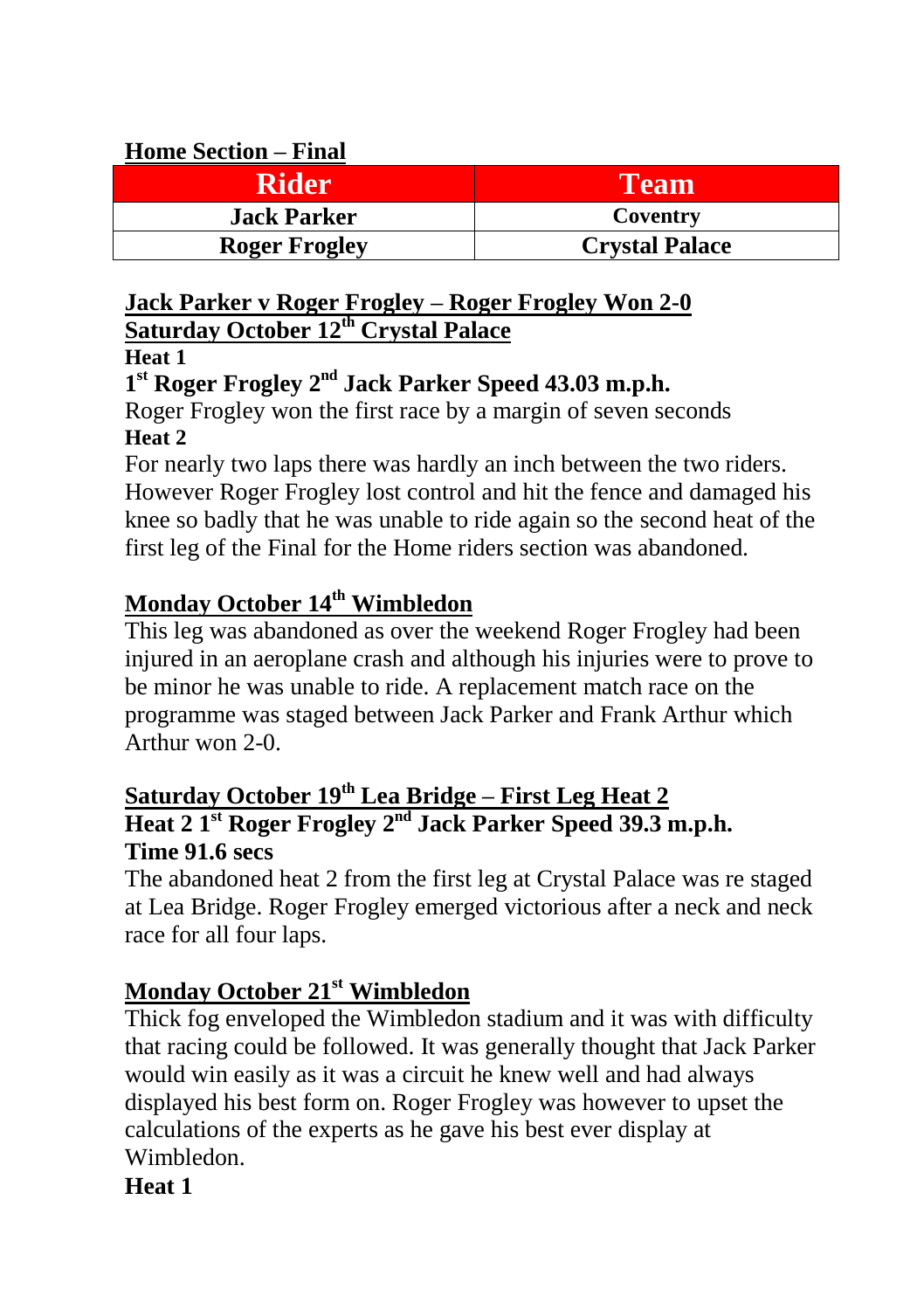**Home Section – Final**

| Rider | Team |
|---|---|
| Jack Parker | Coventry |
| Roger Frogley | Crystal Palace |

**Jack Parker v Roger Frogley – Roger Frogley Won 2-0**
**Saturday October 12th Crystal Palace**

**Heat 1**

**1st Roger Frogley 2nd Jack Parker Speed 43.03 m.p.h.**

Roger Frogley won the first race by a margin of seven seconds

**Heat 2**

For nearly two laps there was hardly an inch between the two riders. However Roger Frogley lost control and hit the fence and damaged his knee so badly that he was unable to ride again so the second heat of the first leg of the Final for the Home riders section was abandoned.

**Monday October 14th Wimbledon**

This leg was abandoned as over the weekend Roger Frogley had been injured in an aeroplane crash and although his injuries were to prove to be minor he was unable to ride. A replacement match race on the programme was staged between Jack Parker and Frank Arthur which Arthur won 2-0.

**Saturday October 19th Lea Bridge – First Leg Heat 2**

**Heat 2 1st Roger Frogley 2nd Jack Parker Speed 39.3 m.p.h. Time 91.6 secs**

The abandoned heat 2 from the first leg at Crystal Palace was re staged at Lea Bridge. Roger Frogley emerged victorious after a neck and neck race for all four laps.

**Monday October 21st Wimbledon**

Thick fog enveloped the Wimbledon stadium and it was with difficulty that racing could be followed. It was generally thought that Jack Parker would win easily as it was a circuit he knew well and had always displayed his best form on. Roger Frogley was however to upset the calculations of the experts as he gave his best ever display at Wimbledon.

**Heat 1**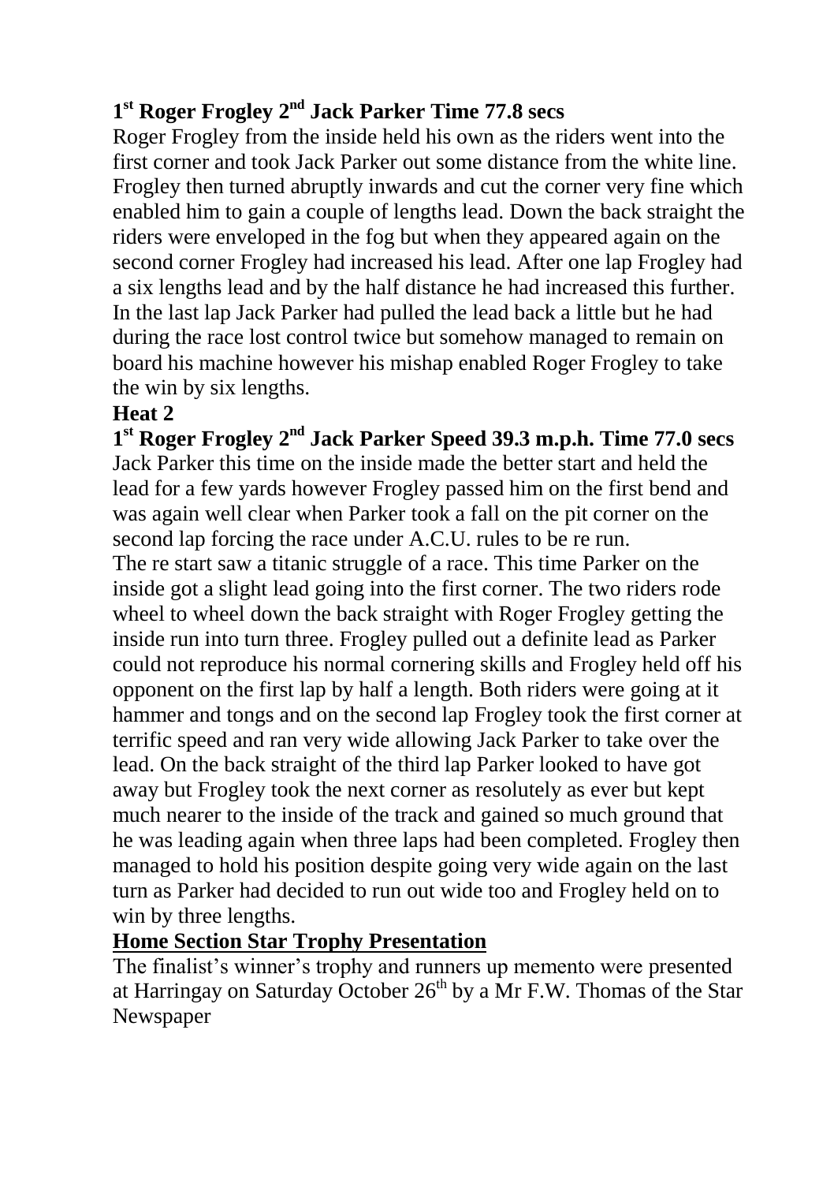**1st Roger Frogley 2nd Jack Parker Time 77.8 secs**

Roger Frogley from the inside held his own as the riders went into the first corner and took Jack Parker out some distance from the white line. Frogley then turned abruptly inwards and cut the corner very fine which enabled him to gain a couple of lengths lead. Down the back straight the riders were enveloped in the fog but when they appeared again on the second corner Frogley had increased his lead. After one lap Frogley had a six lengths lead and by the half distance he had increased this further. In the last lap Jack Parker had pulled the lead back a little but he had during the race lost control twice but somehow managed to remain on board his machine however his mishap enabled Roger Frogley to take the win by six lengths.

**Heat 2**

**1st Roger Frogley 2nd Jack Parker Speed 39.3 m.p.h. Time 77.0 secs**

Jack Parker this time on the inside made the better start and held the lead for a few yards however Frogley passed him on the first bend and was again well clear when Parker took a fall on the pit corner on the second lap forcing the race under A.C.U. rules to be re run.

The re start saw a titanic struggle of a race. This time Parker on the inside got a slight lead going into the first corner. The two riders rode wheel to wheel down the back straight with Roger Frogley getting the inside run into turn three. Frogley pulled out a definite lead as Parker could not reproduce his normal cornering skills and Frogley held off his opponent on the first lap by half a length. Both riders were going at it hammer and tongs and on the second lap Frogley took the first corner at terrific speed and ran very wide allowing Jack Parker to take over the lead. On the back straight of the third lap Parker looked to have got away but Frogley took the next corner as resolutely as ever but kept much nearer to the inside of the track and gained so much ground that he was leading again when three laps had been completed. Frogley then managed to hold his position despite going very wide again on the last turn as Parker had decided to run out wide too and Frogley held on to win by three lengths.

**Home Section Star Trophy Presentation**

The finalist's winner's trophy and runners up memento were presented at Harringay on Saturday October 26th by a Mr F.W. Thomas of the Star Newspaper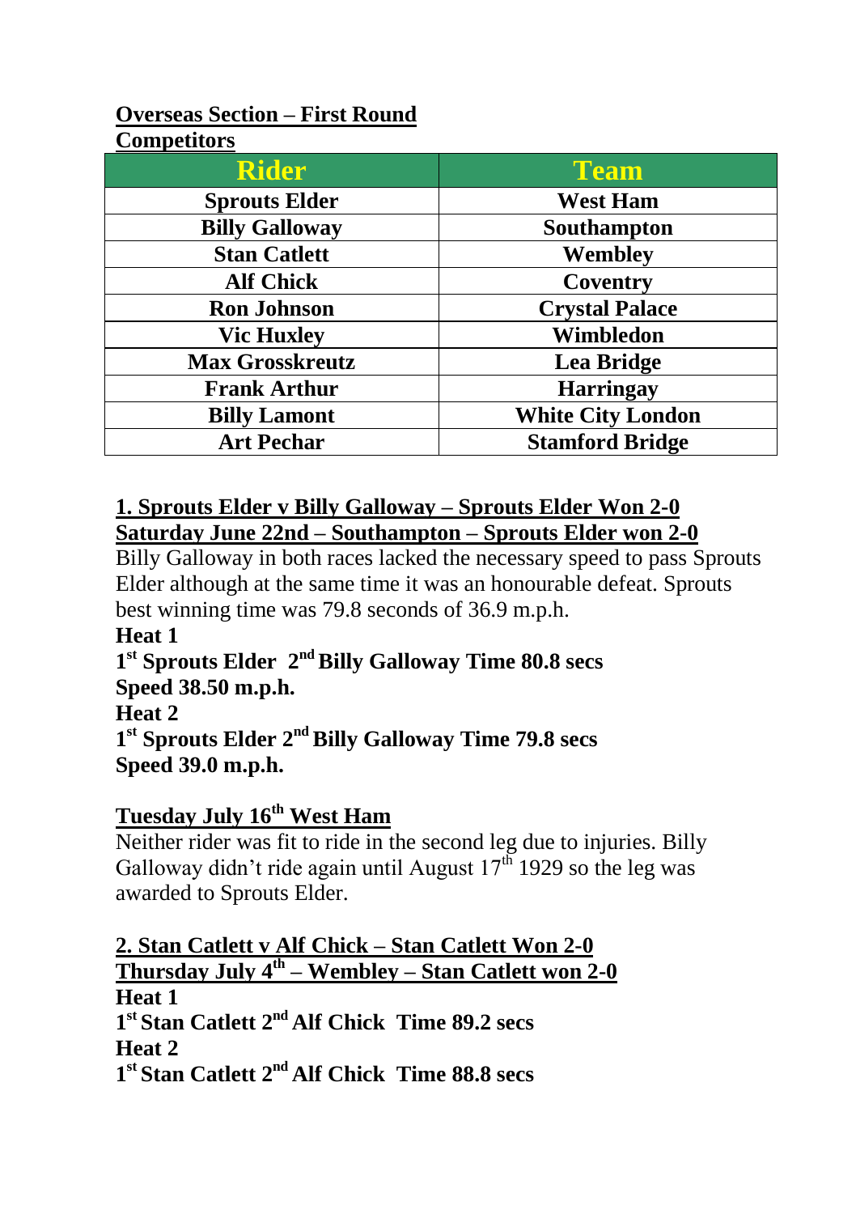**Overseas Section – First Round**
**Competitors**

| Rider | Team |
|---|---|
| Sprouts Elder | West Ham |
| Billy Galloway | Southampton |
| Stan Catlett | Wembley |
| Alf Chick | Coventry |
| Ron Johnson | Crystal Palace |
| Vic Huxley | Wimbledon |
| Max Grosskreutz | Lea Bridge |
| Frank Arthur | Harringay |
| Billy Lamont | White City London |
| Art Pechar | Stamford Bridge |

**1. Sprouts Elder v Billy Galloway – Sprouts Elder Won 2-0**
**Saturday June 22nd – Southampton – Sprouts Elder won 2-0**

Billy Galloway in both races lacked the necessary speed to pass Sprouts Elder although at the same time it was an honourable defeat. Sprouts best winning time was 79.8 seconds of 36.9 m.p.h.

**Heat 1**
**1st Sprouts Elder 2nd Billy Galloway Time 80.8 secs**
**Speed 38.50 m.p.h.**
**Heat 2**
**1st Sprouts Elder 2nd Billy Galloway Time 79.8 secs**
**Speed 39.0 m.p.h.**

**Tuesday July 16th West Ham**

Neither rider was fit to ride in the second leg due to injuries. Billy Galloway didn't ride again until August 17th 1929 so the leg was awarded to Sprouts Elder.

**2. Stan Catlett v Alf Chick – Stan Catlett Won 2-0**
**Thursday July 4th – Wembley – Stan Catlett won 2-0**

**Heat 1**
**1st Stan Catlett 2nd Alf Chick Time 89.2 secs**
**Heat 2**
**1st Stan Catlett 2nd Alf Chick Time 88.8 secs**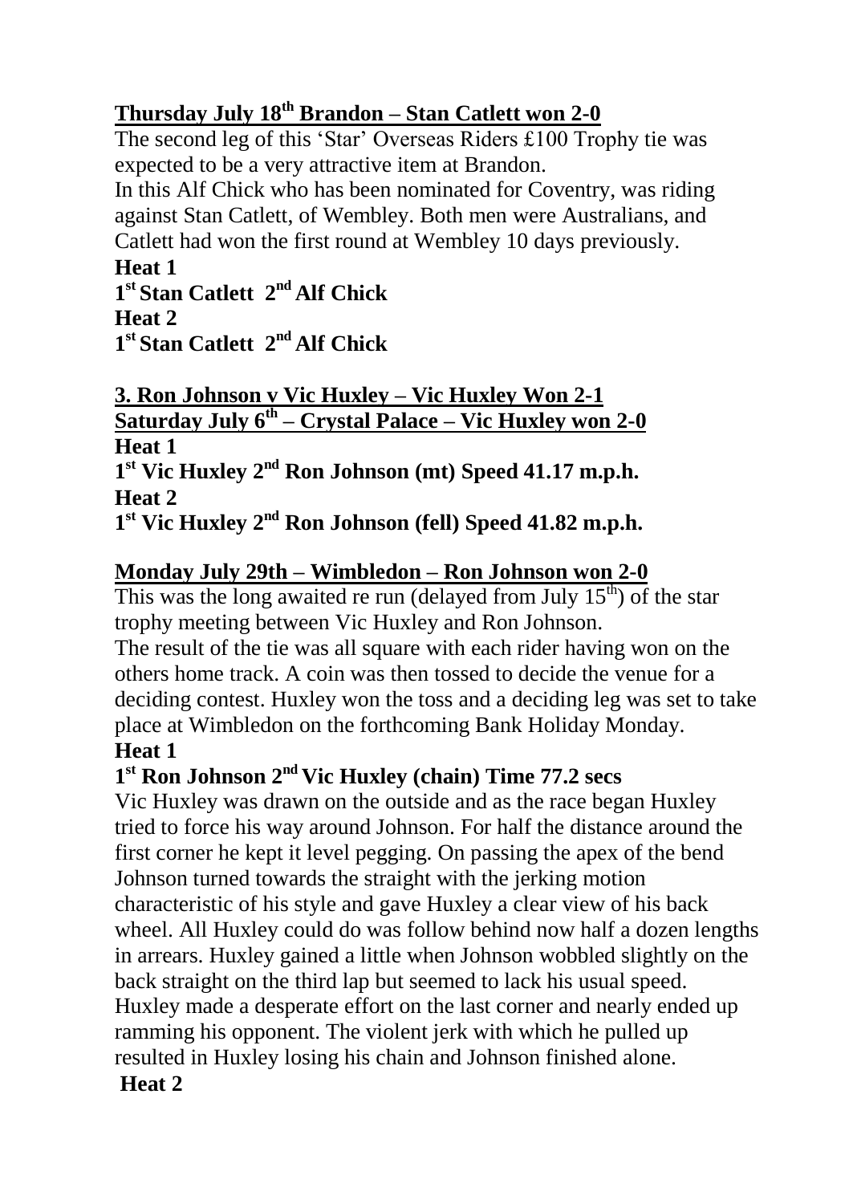**<u>Thursday July 18th Brandon – Stan Catlett won 2-0</u>**

The second leg of this 'Star' Overseas Riders £100 Trophy tie was expected to be a very attractive item at Brandon.

In this Alf Chick who has been nominated for Coventry, was riding against Stan Catlett, of Wembley. Both men were Australians, and Catlett had won the first round at Wembley 10 days previously.

**Heat 1**

**1st Stan Catlett 2nd Alf Chick**

**Heat 2**

**1st Stan Catlett 2nd Alf Chick**

**<u>3. Ron Johnson v Vic Huxley – Vic Huxley Won 2-1</u>**

**<u>Saturday July 6th – Crystal Palace – Vic Huxley won 2-0</u>**

**Heat 1**

**1st Vic Huxley 2nd Ron Johnson (mt) Speed 41.17 m.p.h.**

**Heat 2**

**1st Vic Huxley 2nd Ron Johnson (fell) Speed 41.82 m.p.h.**

**<u>Monday July 29th – Wimbledon – Ron Johnson won 2-0</u>**

This was the long awaited re run (delayed from July 15th) of the star trophy meeting between Vic Huxley and Ron Johnson.

The result of the tie was all square with each rider having won on the others home track. A coin was then tossed to decide the venue for a deciding contest. Huxley won the toss and a deciding leg was set to take place at Wimbledon on the forthcoming Bank Holiday Monday.

**Heat 1**

**1st Ron Johnson 2nd Vic Huxley (chain) Time 77.2 secs**

Vic Huxley was drawn on the outside and as the race began Huxley tried to force his way around Johnson. For half the distance around the first corner he kept it level pegging. On passing the apex of the bend Johnson turned towards the straight with the jerking motion characteristic of his style and gave Huxley a clear view of his back wheel. All Huxley could do was follow behind now half a dozen lengths in arrears. Huxley gained a little when Johnson wobbled slightly on the back straight on the third lap but seemed to lack his usual speed. Huxley made a desperate effort on the last corner and nearly ended up ramming his opponent. The violent jerk with which he pulled up resulted in Huxley losing his chain and Johnson finished alone.

**Heat 2**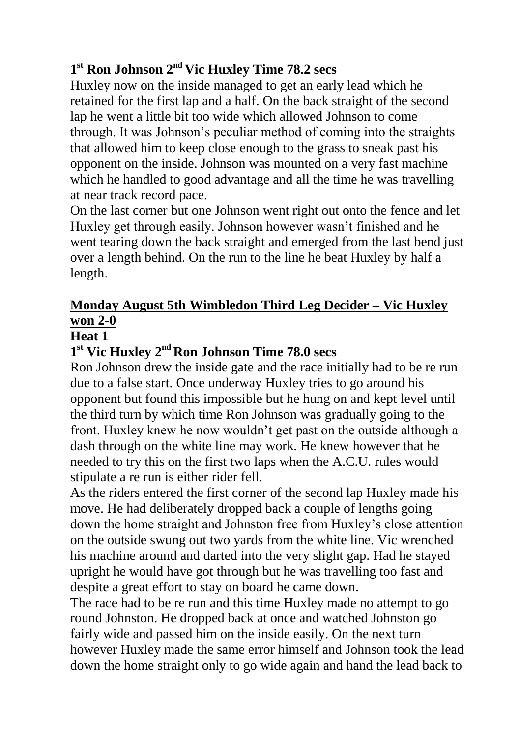**1st Ron Johnson 2nd Vic Huxley Time 78.2 secs**

Huxley now on the inside managed to get an early lead which he retained for the first lap and a half. On the back straight of the second lap he went a little bit too wide which allowed Johnson to come through. It was Johnson's peculiar method of coming into the straights that allowed him to keep close enough to the grass to sneak past his opponent on the inside. Johnson was mounted on a very fast machine which he handled to good advantage and all the time he was travelling at near track record pace.

On the last corner but one Johnson went right out onto the fence and let Huxley get through easily. Johnson however wasn't finished and he went tearing down the back straight and emerged from the last bend just over a length behind. On the run to the line he beat Huxley by half a length.

## <u>Monday August 5th Wimbledon Third Leg Decider – Vic Huxley won 2-0</u>

### Heat 1

**1st Vic Huxley 2nd Ron Johnson Time 78.0 secs**

Ron Johnson drew the inside gate and the race initially had to be re run due to a false start. Once underway Huxley tries to go around his opponent but found this impossible but he hung on and kept level until the third turn by which time Ron Johnson was gradually going to the front. Huxley knew he now wouldn't get past on the outside although a dash through on the white line may work. He knew however that he needed to try this on the first two laps when the A.C.U. rules would stipulate a re run is either rider fell.

As the riders entered the first corner of the second lap Huxley made his move. He had deliberately dropped back a couple of lengths going down the home straight and Johnston free from Huxley's close attention on the outside swung out two yards from the white line. Vic wrenched his machine around and darted into the very slight gap. Had he stayed upright he would have got through but he was travelling too fast and despite a great effort to stay on board he came down.

The race had to be re run and this time Huxley made no attempt to go round Johnston. He dropped back at once and watched Johnston go fairly wide and passed him on the inside easily. On the next turn however Huxley made the same error himself and Johnson took the lead down the home straight only to go wide again and hand the lead back to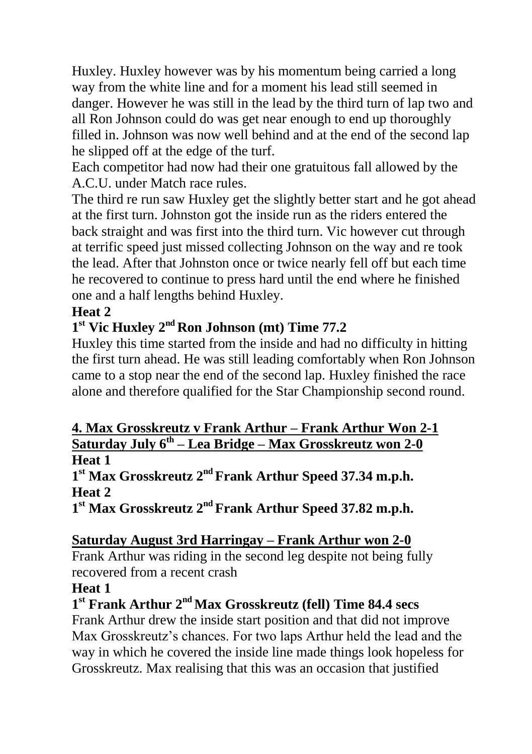Huxley. Huxley however was by his momentum being carried a long way from the white line and for a moment his lead still seemed in danger. However he was still in the lead by the third turn of lap two and all Ron Johnson could do was get near enough to end up thoroughly filled in. Johnson was now well behind and at the end of the second lap he slipped off at the edge of the turf.

Each competitor had now had their one gratuitous fall allowed by the A.C.U. under Match race rules.

The third re run saw Huxley get the slightly better start and he got ahead at the first turn. Johnston got the inside run as the riders entered the back straight and was first into the third turn. Vic however cut through at terrific speed just missed collecting Johnson on the way and re took the lead. After that Johnston once or twice nearly fell off but each time he recovered to continue to press hard until the end where he finished one and a half lengths behind Huxley.

**Heat 2**

**1st Vic Huxley 2nd Ron Johnson (mt) Time 77.2**

Huxley this time started from the inside and had no difficulty in hitting the first turn ahead. He was still leading comfortably when Ron Johnson came to a stop near the end of the second lap. Huxley finished the race alone and therefore qualified for the Star Championship second round.

**4. Max Grosskreutz v Frank Arthur – Frank Arthur Won 2-1**

**Saturday July 6th – Lea Bridge – Max Grosskreutz won 2-0**

**Heat 1**

**1st Max Grosskreutz 2nd Frank Arthur Speed 37.34 m.p.h.**

**Heat 2**

**1st Max Grosskreutz 2nd Frank Arthur Speed 37.82 m.p.h.**

**Saturday August 3rd Harringay – Frank Arthur won 2-0**

Frank Arthur was riding in the second leg despite not being fully recovered from a recent crash

**Heat 1**

**1st Frank Arthur 2nd Max Grosskreutz (fell) Time 84.4 secs**

Frank Arthur drew the inside start position and that did not improve Max Grosskreutz's chances. For two laps Arthur held the lead and the way in which he covered the inside line made things look hopeless for Grosskreutz. Max realising that this was an occasion that justified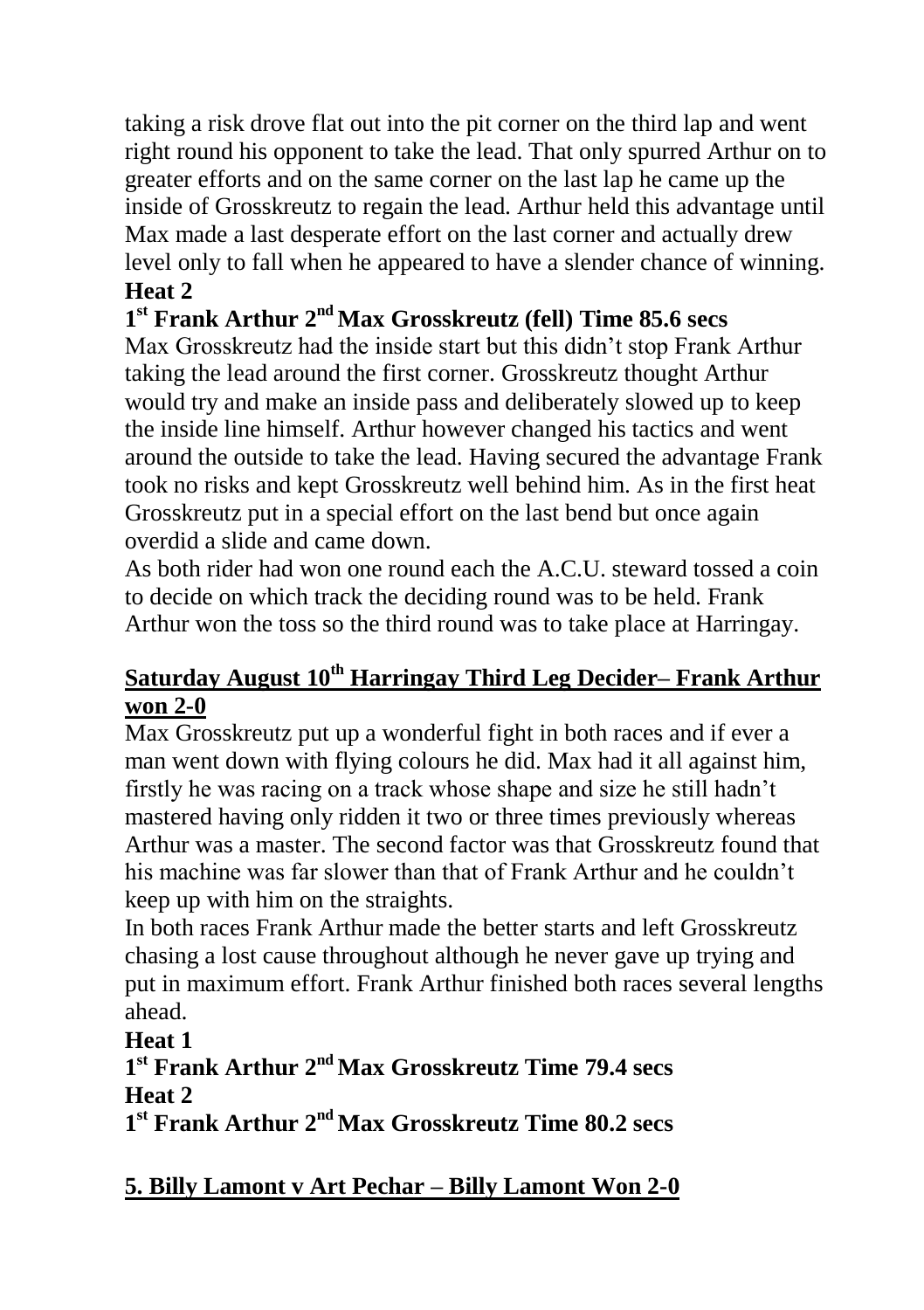taking a risk drove flat out into the pit corner on the third lap and went right round his opponent to take the lead. That only spurred Arthur on to greater efforts and on the same corner on the last lap he came up the inside of Grosskreutz to regain the lead. Arthur held this advantage until Max made a last desperate effort on the last corner and actually drew level only to fall when he appeared to have a slender chance of winning.

**Heat 2**

**1st Frank Arthur 2nd Max Grosskreutz (fell) Time 85.6 secs**

Max Grosskreutz had the inside start but this didn't stop Frank Arthur taking the lead around the first corner. Grosskreutz thought Arthur would try and make an inside pass and deliberately slowed up to keep the inside line himself. Arthur however changed his tactics and went around the outside to take the lead. Having secured the advantage Frank took no risks and kept Grosskreutz well behind him. As in the first heat Grosskreutz put in a special effort on the last bend but once again overdid a slide and came down.

As both rider had won one round each the A.C.U. steward tossed a coin to decide on which track the deciding round was to be held. Frank Arthur won the toss so the third round was to take place at Harringay.

## Saturday August 10th Harringay Third Leg Decider– Frank Arthur won 2-0

Max Grosskreutz put up a wonderful fight in both races and if ever a man went down with flying colours he did. Max had it all against him, firstly he was racing on a track whose shape and size he still hadn't mastered having only ridden it two or three times previously whereas Arthur was a master. The second factor was that Grosskreutz found that his machine was far slower than that of Frank Arthur and he couldn't keep up with him on the straights.

In both races Frank Arthur made the better starts and left Grosskreutz chasing a lost cause throughout although he never gave up trying and put in maximum effort. Frank Arthur finished both races several lengths ahead.

**Heat 1**

**1st Frank Arthur 2nd Max Grosskreutz Time 79.4 secs**

**Heat 2**

**1st Frank Arthur 2nd Max Grosskreutz Time 80.2 secs**

## 5. Billy Lamont v Art Pechar – Billy Lamont Won 2-0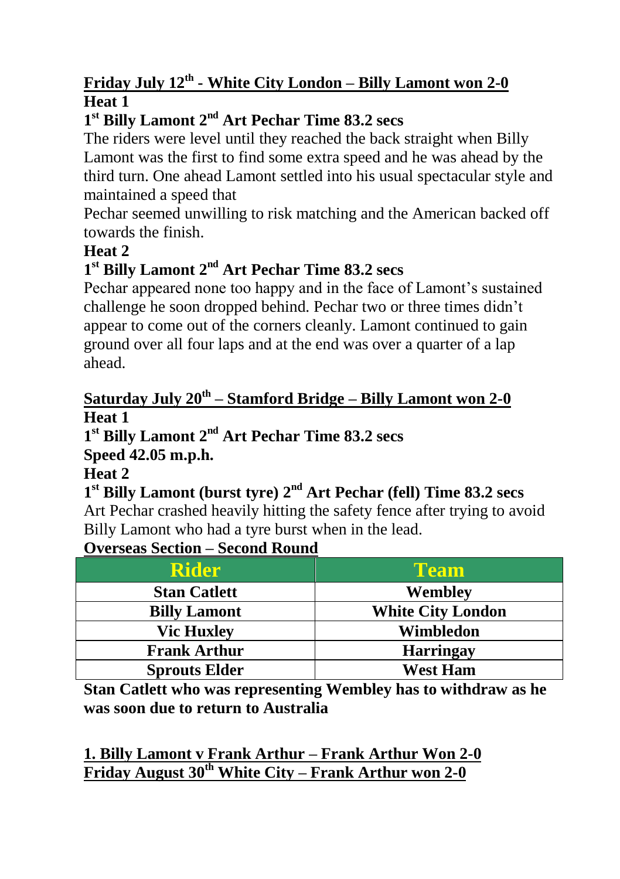## Friday July 12th - White City London – Billy Lamont won 2-0

**Heat 1**

**1st Billy Lamont 2nd Art Pechar Time 83.2 secs**

The riders were level until they reached the back straight when Billy Lamont was the first to find some extra speed and he was ahead by the third turn. One ahead Lamont settled into his usual spectacular style and maintained a speed that

Pechar seemed unwilling to risk matching and the American backed off towards the finish.

**Heat 2**

**1st Billy Lamont 2nd Art Pechar Time 83.2 secs**

Pechar appeared none too happy and in the face of Lamont's sustained challenge he soon dropped behind. Pechar two or three times didn't appear to come out of the corners cleanly. Lamont continued to gain ground over all four laps and at the end was over a quarter of a lap ahead.

## Saturday July 20th – Stamford Bridge – Billy Lamont won 2-0

**Heat 1**

**1st Billy Lamont 2nd Art Pechar Time 83.2 secs**

**Speed 42.05 m.p.h.**

**Heat 2**

**1st Billy Lamont (burst tyre) 2nd Art Pechar (fell) Time 83.2 secs**

Art Pechar crashed heavily hitting the safety fence after trying to avoid Billy Lamont who had a tyre burst when in the lead.

## Overseas Section – Second Round

| Rider | Team |
| --- | --- |
| Stan Catlett | Wembley |
| Billy Lamont | White City London |
| Vic Huxley | Wimbledon |
| Frank Arthur | Harringay |
| Sprouts Elder | West Ham |

**Stan Catlett who was representing Wembley has to withdraw as he was soon due to return to Australia**

## 1. Billy Lamont v Frank Arthur – Frank Arthur Won 2-0

## Friday August 30th White City – Frank Arthur won 2-0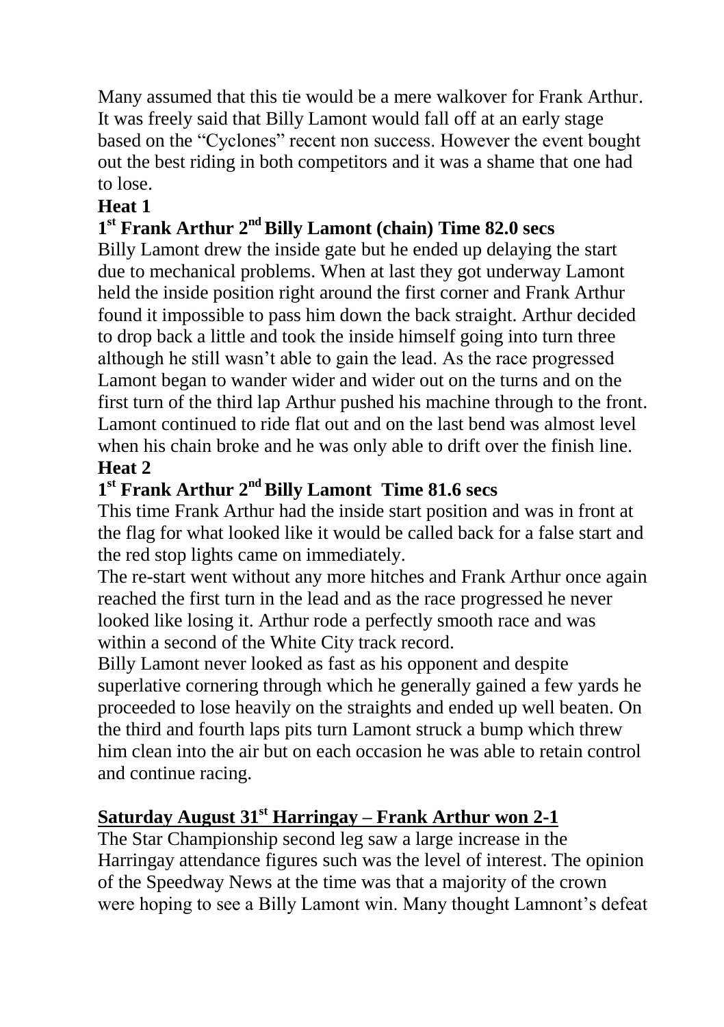Many assumed that this tie would be a mere walkover for Frank Arthur. It was freely said that Billy Lamont would fall off at an early stage based on the "Cyclones" recent non success. However the event bought out the best riding in both competitors and it was a shame that one had to lose.

**Heat 1**

**1st Frank Arthur 2nd Billy Lamont (chain) Time 82.0 secs**

Billy Lamont drew the inside gate but he ended up delaying the start due to mechanical problems. When at last they got underway Lamont held the inside position right around the first corner and Frank Arthur found it impossible to pass him down the back straight. Arthur decided to drop back a little and took the inside himself going into turn three although he still wasn't able to gain the lead. As the race progressed Lamont began to wander wider and wider out on the turns and on the first turn of the third lap Arthur pushed his machine through to the front. Lamont continued to ride flat out and on the last bend was almost level when his chain broke and he was only able to drift over the finish line.

**Heat 2**

**1st Frank Arthur 2nd Billy Lamont Time 81.6 secs**

This time Frank Arthur had the inside start position and was in front at the flag for what looked like it would be called back for a false start and the red stop lights came on immediately.

The re-start went without any more hitches and Frank Arthur once again reached the first turn in the lead and as the race progressed he never looked like losing it. Arthur rode a perfectly smooth race and was within a second of the White City track record.

Billy Lamont never looked as fast as his opponent and despite superlative cornering through which he generally gained a few yards he proceeded to lose heavily on the straights and ended up well beaten. On the third and fourth laps pits turn Lamont struck a bump which threw him clean into the air but on each occasion he was able to retain control and continue racing.

## Saturday August 31st Harringay – Frank Arthur won 2-1

The Star Championship second leg saw a large increase in the Harringay attendance figures such was the level of interest. The opinion of the Speedway News at the time was that a majority of the crown were hoping to see a Billy Lamont win. Many thought Lamnont's defeat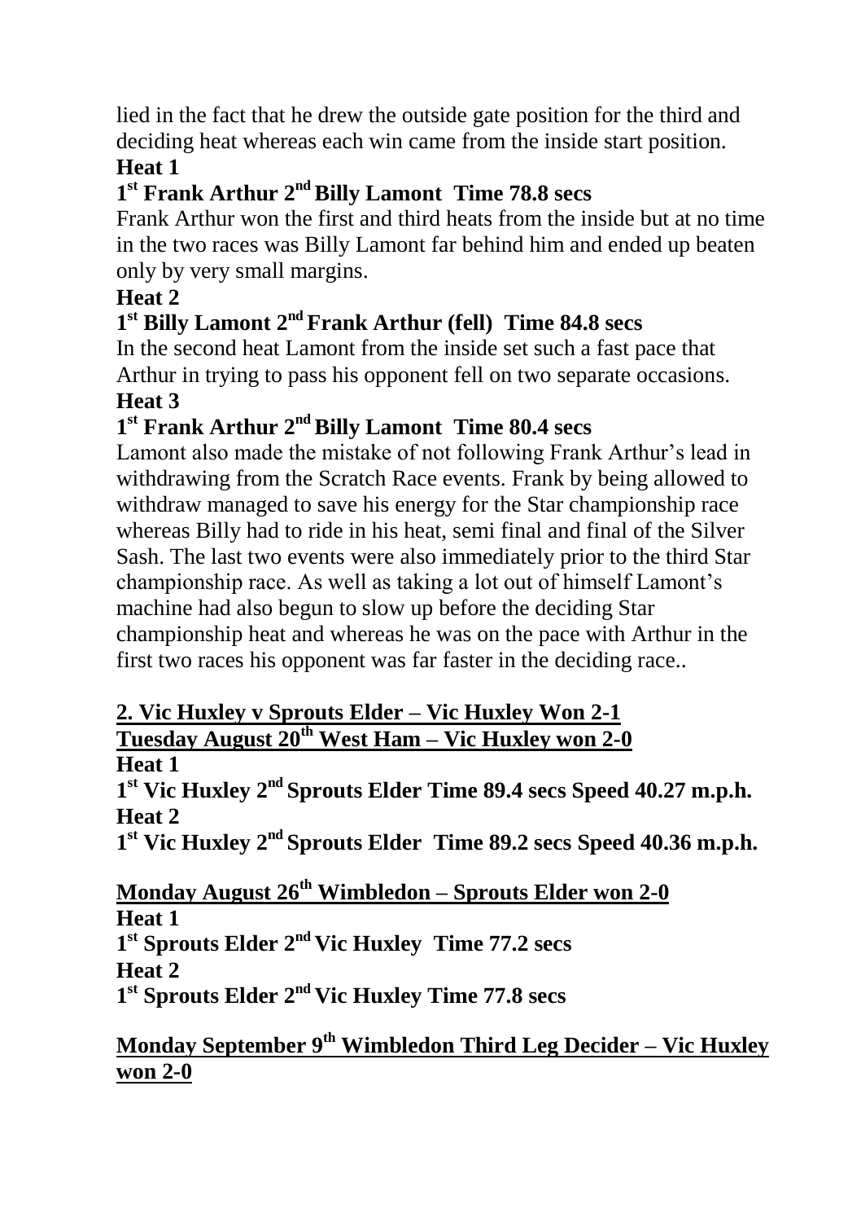lied in the fact that he drew the outside gate position for the third and deciding heat whereas each win came from the inside start position.

**Heat 1**

**1st Frank Arthur 2nd Billy Lamont Time 78.8 secs**

Frank Arthur won the first and third heats from the inside but at no time in the two races was Billy Lamont far behind him and ended up beaten only by very small margins.

**Heat 2**

**1st Billy Lamont 2nd Frank Arthur (fell) Time 84.8 secs**

In the second heat Lamont from the inside set such a fast pace that Arthur in trying to pass his opponent fell on two separate occasions.

**Heat 3**

**1st Frank Arthur 2nd Billy Lamont Time 80.4 secs**

Lamont also made the mistake of not following Frank Arthur's lead in withdrawing from the Scratch Race events. Frank by being allowed to withdraw managed to save his energy for the Star championship race whereas Billy had to ride in his heat, semi final and final of the Silver Sash. The last two events were also immediately prior to the third Star championship race. As well as taking a lot out of himself Lamont's machine had also begun to slow up before the deciding Star championship heat and whereas he was on the pace with Arthur in the first two races his opponent was far faster in the deciding race..

**2. Vic Huxley v Sprouts Elder – Vic Huxley Won 2-1**

**Tuesday August 20th West Ham – Vic Huxley won 2-0**

**Heat 1**

**1st Vic Huxley 2nd Sprouts Elder Time 89.4 secs Speed 40.27 m.p.h.**

**Heat 2**

**1st Vic Huxley 2nd Sprouts Elder Time 89.2 secs Speed 40.36 m.p.h.**

**Monday August 26th Wimbledon – Sprouts Elder won 2-0**

**Heat 1**

**1st Sprouts Elder 2nd Vic Huxley Time 77.2 secs**

**Heat 2**

**1st Sprouts Elder 2nd Vic Huxley Time 77.8 secs**

**Monday September 9th Wimbledon Third Leg Decider – Vic Huxley won 2-0**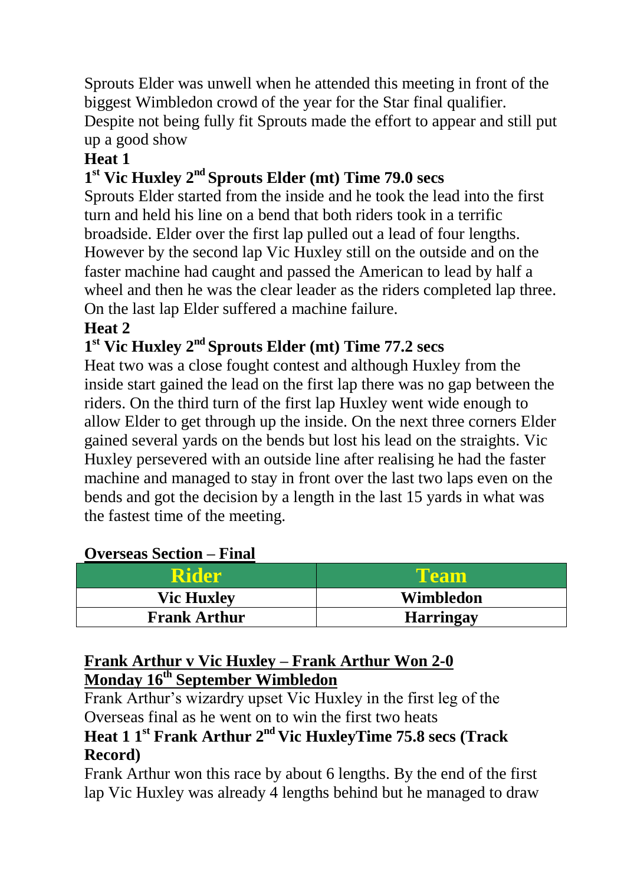Sprouts Elder was unwell when he attended this meeting in front of the biggest Wimbledon crowd of the year for the Star final qualifier. Despite not being fully fit Sprouts made the effort to appear and still put up a good show

**Heat 1**

**1st Vic Huxley 2nd Sprouts Elder (mt) Time 79.0 secs**

Sprouts Elder started from the inside and he took the lead into the first turn and held his line on a bend that both riders took in a terrific broadside. Elder over the first lap pulled out a lead of four lengths. However by the second lap Vic Huxley still on the outside and on the faster machine had caught and passed the American to lead by half a wheel and then he was the clear leader as the riders completed lap three. On the last lap Elder suffered a machine failure.

**Heat 2**

**1st Vic Huxley 2nd Sprouts Elder (mt) Time 77.2 secs**

Heat two was a close fought contest and although Huxley from the inside start gained the lead on the first lap there was no gap between the riders. On the third turn of the first lap Huxley went wide enough to allow Elder to get through up the inside. On the next three corners Elder gained several yards on the bends but lost his lead on the straights. Vic Huxley persevered with an outside line after realising he had the faster machine and managed to stay in front over the last two laps even on the bends and got the decision by a length in the last 15 yards in what was the fastest time of the meeting.

**Overseas Section – Final**

| Rider | Team |
|---|---|
| Vic Huxley | Wimbledon |
| Frank Arthur | Harringay |

**Frank Arthur v Vic Huxley – Frank Arthur Won 2-0**
**Monday 16th September Wimbledon**

Frank Arthur's wizardry upset Vic Huxley in the first leg of the Overseas final as he went on to win the first two heats

**Heat 1 1st Frank Arthur 2nd Vic HuxleyTime 75.8 secs (Track Record)**

Frank Arthur won this race by about 6 lengths. By the end of the first lap Vic Huxley was already 4 lengths behind but he managed to draw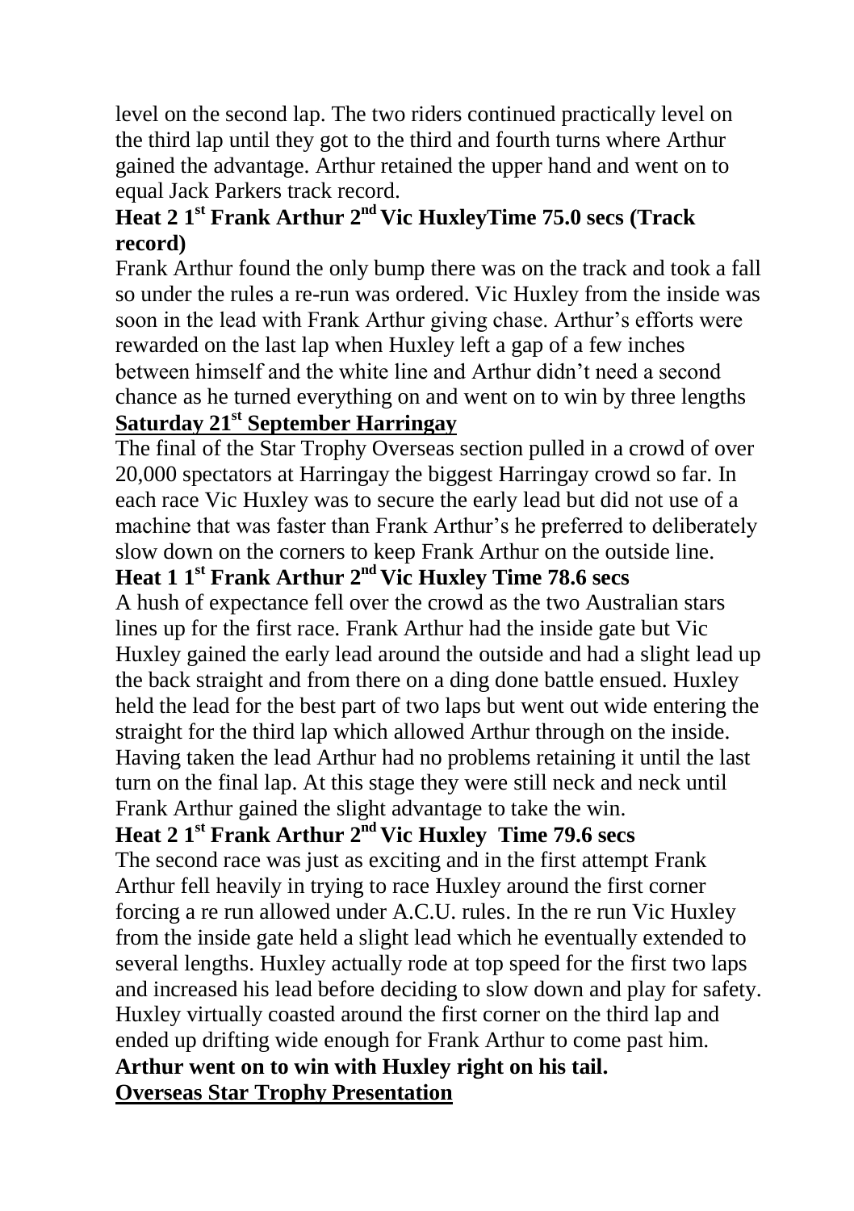level on the second lap. The two riders continued practically level on the third lap until they got to the third and fourth turns where Arthur gained the advantage. Arthur retained the upper hand and went on to equal Jack Parkers track record.

**Heat 2 1st Frank Arthur 2nd Vic HuxleyTime 75.0 secs (Track record)**

Frank Arthur found the only bump there was on the track and took a fall so under the rules a re-run was ordered. Vic Huxley from the inside was soon in the lead with Frank Arthur giving chase. Arthur's efforts were rewarded on the last lap when Huxley left a gap of a few inches between himself and the white line and Arthur didn't need a second chance as he turned everything on and went on to win by three lengths

**<u>Saturday 21st September Harringay</u>**

The final of the Star Trophy Overseas section pulled in a crowd of over 20,000 spectators at Harringay the biggest Harringay crowd so far. In each race Vic Huxley was to secure the early lead but did not use of a machine that was faster than Frank Arthur's he preferred to deliberately slow down on the corners to keep Frank Arthur on the outside line.

**Heat 1 1st Frank Arthur 2nd Vic Huxley Time 78.6 secs**

A hush of expectance fell over the crowd as the two Australian stars lines up for the first race. Frank Arthur had the inside gate but Vic Huxley gained the early lead around the outside and had a slight lead up the back straight and from there on a ding done battle ensued. Huxley held the lead for the best part of two laps but went out wide entering the straight for the third lap which allowed Arthur through on the inside. Having taken the lead Arthur had no problems retaining it until the last turn on the final lap. At this stage they were still neck and neck until Frank Arthur gained the slight advantage to take the win.

**Heat 2 1st Frank Arthur 2nd Vic Huxley Time 79.6 secs**

The second race was just as exciting and in the first attempt Frank Arthur fell heavily in trying to race Huxley around the first corner forcing a re run allowed under A.C.U. rules. In the re run Vic Huxley from the inside gate held a slight lead which he eventually extended to several lengths. Huxley actually rode at top speed for the first two laps and increased his lead before deciding to slow down and play for safety. Huxley virtually coasted around the first corner on the third lap and ended up drifting wide enough for Frank Arthur to come past him.

**Arthur went on to win with Huxley right on his tail.**

**<u>Overseas Star Trophy Presentation</u>**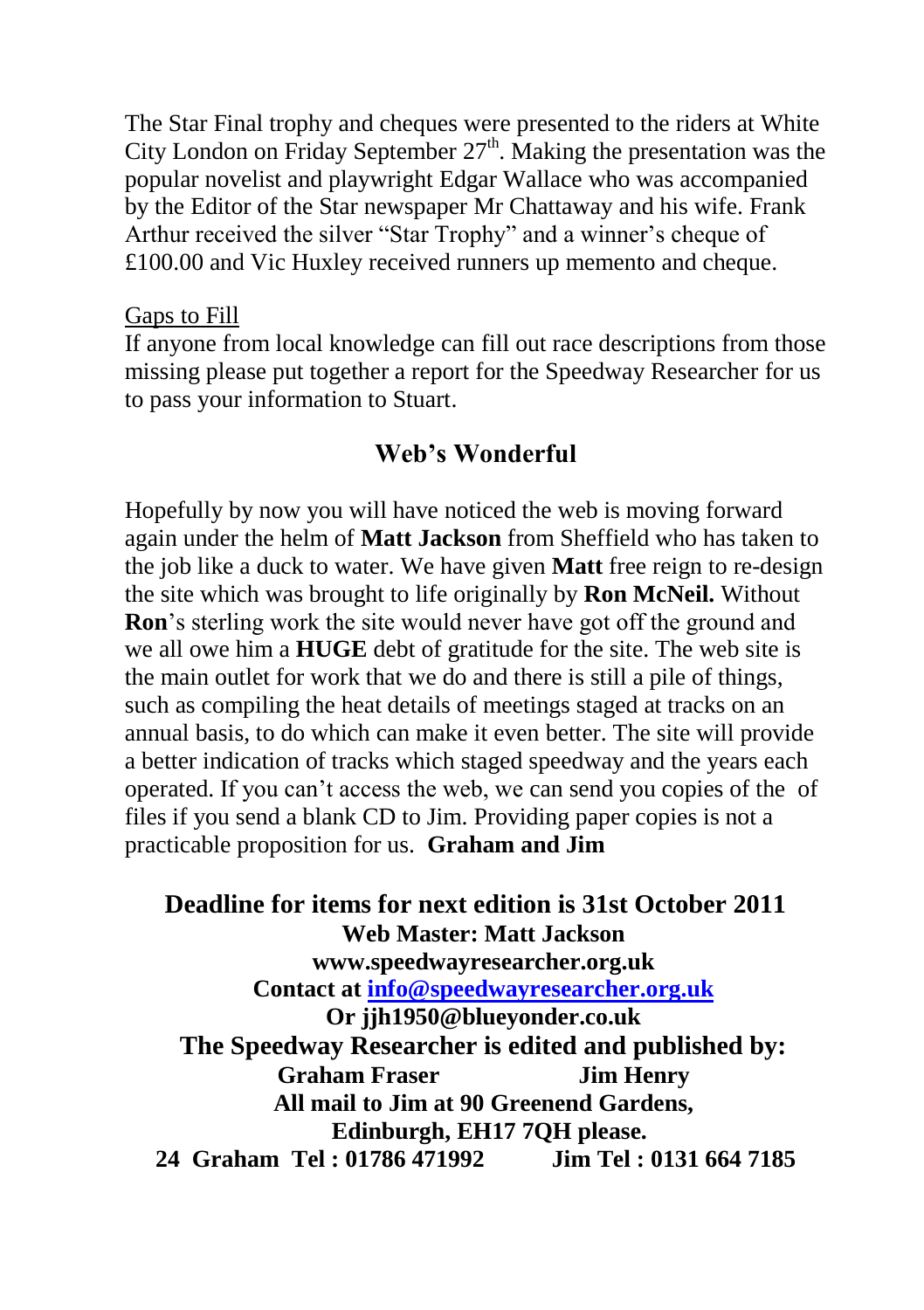The Star Final trophy and cheques were presented to the riders at White City London on Friday September 27th. Making the presentation was the popular novelist and playwright Edgar Wallace who was accompanied by the Editor of the Star newspaper Mr Chattaway and his wife. Frank Arthur received the silver "Star Trophy" and a winner's cheque of £100.00 and Vic Huxley received runners up memento and cheque.

Gaps to Fill

If anyone from local knowledge can fill out race descriptions from those missing please put together a report for the Speedway Researcher for us to pass your information to Stuart.

## Web's Wonderful

Hopefully by now you will have noticed the web is moving forward again under the helm of **Matt Jackson** from Sheffield who has taken to the job like a duck to water. We have given **Matt** free reign to re-design the site which was brought to life originally by **Ron McNeil.** Without **Ron**'s sterling work the site would never have got off the ground and we all owe him a **HUGE** debt of gratitude for the site. The web site is the main outlet for work that we do and there is still a pile of things, such as compiling the heat details of meetings staged at tracks on an annual basis, to do which can make it even better. The site will provide a better indication of tracks which staged speedway and the years each operated. If you can't access the web, we can send you copies of the of files if you send a blank CD to Jim. Providing paper copies is not a practicable proposition for us. **Graham and Jim**

**Deadline for items for next edition is 31st October 2011**
**Web Master: Matt Jackson**
**www.speedwayresearcher.org.uk**
**Contact at info@speedwayresearcher.org.uk**
**Or jjh1950@blueyonder.co.uk**
**The Speedway Researcher is edited and published by:**
**Graham Fraser Jim Henry**
**All mail to Jim at 90 Greenend Gardens, Edinburgh, EH17 7QH please.**
**Graham Tel : 01786 471992 Jim Tel : 0131 664 7185**